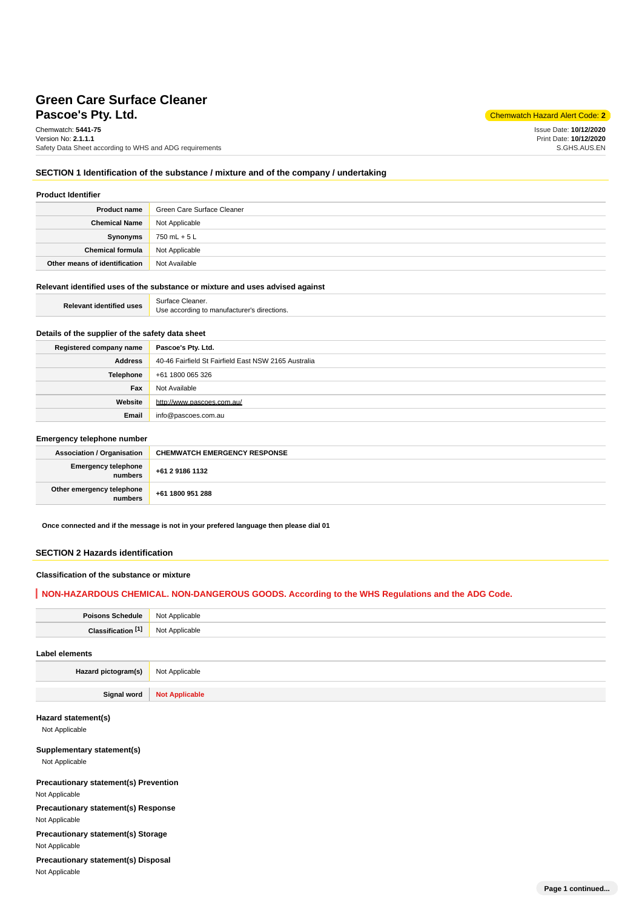# Green Care Surface Cleaner
## Pascoe's Pty. Ltd.

Chemwatch Hazard Alert Code: **2**

Chemwatch: **5441-75**
Version No: **2.1.1.1**
Safety Data Sheet according to WHS and ADG requirements

Issue Date: **10/12/2020**
Print Date: **10/12/2020**
S.GHS.AUS.EN

## SECTION 1 Identification of the substance / mixture and of the company / undertaking

### Product Identifier

| | |
|---|---|
| **Product name** | Green Care Surface Cleaner |
| **Chemical Name** | Not Applicable |
| **Synonyms** | 750 mL + 5 L |
| **Chemical formula** | Not Applicable |
| **Other means of identification** | Not Available |

### Relevant identified uses of the substance or mixture and uses advised against

| | |
|---|---|
| **Relevant identified uses** | Surface Cleaner.<br>Use according to manufacturer's directions. |

### Details of the supplier of the safety data sheet

| | |
|---|---|
| **Registered company name** | **Pascoe's Pty. Ltd.** |
| **Address** | 40-46 Fairfield St Fairfield East NSW 2165 Australia |
| **Telephone** | +61 1800 065 326 |
| **Fax** | Not Available |
| **Website** | http://www.pascoes.com.au/ |
| **Email** | info@pascoes.com.au |

### Emergency telephone number

| | |
|---|---|
| **Association / Organisation** | **CHEMWATCH EMERGENCY RESPONSE** |
| **Emergency telephone numbers** | **+61 2 9186 1132** |
| **Other emergency telephone numbers** | **+61 1800 951 288** |

**Once connected and if the message is not in your prefered language then please dial 01**

## SECTION 2 Hazards identification

### Classification of the substance or mixture

**NON-HAZARDOUS CHEMICAL. NON-DANGEROUS GOODS. According to the WHS Regulations and the ADG Code.**

| | |
|---|---|
| **Poisons Schedule** | Not Applicable |
| **Classification [1]** | Not Applicable |

### Label elements

| | |
|---|---|
| **Hazard pictogram(s)** | Not Applicable |
| **Signal word** | **Not Applicable** |

### Hazard statement(s)

Not Applicable

### Supplementary statement(s)

Not Applicable

### Precautionary statement(s) Prevention

Not Applicable

### Precautionary statement(s) Response

Not Applicable

### Precautionary statement(s) Storage

Not Applicable

### Precautionary statement(s) Disposal

Not Applicable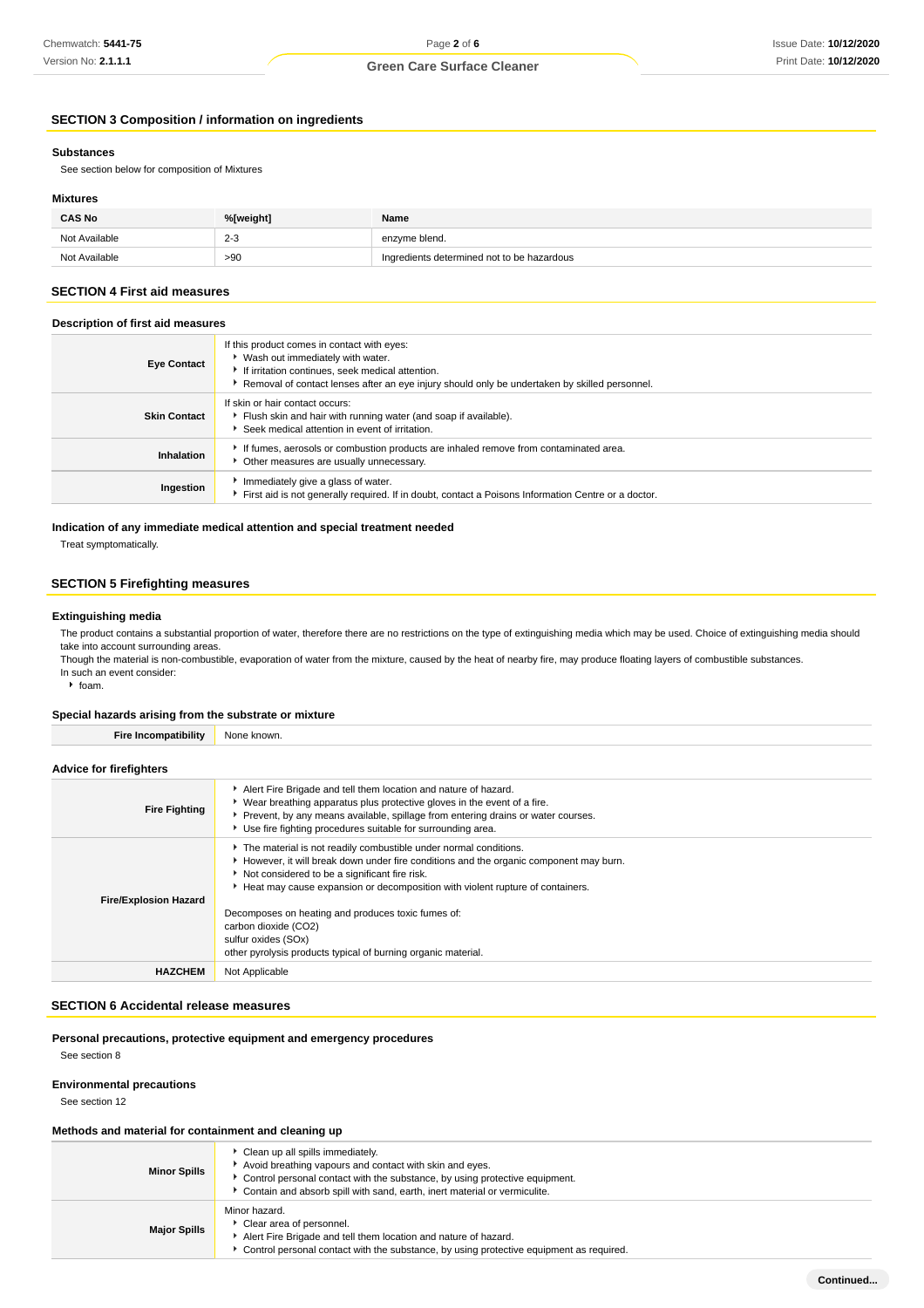## SECTION 3 Composition / information on ingredients

### Substances

See section below for composition of Mixtures

### Mixtures

| CAS No | %[weight] | Name |
|---|---|---|
| Not Available | 2-3 | enzyme blend. |
| Not Available | >90 | Ingredients determined not to be hazardous |

## SECTION 4 First aid measures

### Description of first aid measures

| | |
|---|---|
| **Eye Contact** | If this product comes in contact with eyes:<br>▸ Wash out immediately with water.<br>▸ If irritation continues, seek medical attention.<br>▸ Removal of contact lenses after an eye injury should only be undertaken by skilled personnel. |
| **Skin Contact** | If skin or hair contact occurs:<br>▸ Flush skin and hair with running water (and soap if available).<br>▸ Seek medical attention in event of irritation. |
| **Inhalation** | ▸ If fumes, aerosols or combustion products are inhaled remove from contaminated area.<br>▸ Other measures are usually unnecessary. |
| **Ingestion** | ▸ Immediately give a glass of water.<br>▸ First aid is not generally required. If in doubt, contact a Poisons Information Centre or a doctor. |

### Indication of any immediate medical attention and special treatment needed

Treat symptomatically.

## SECTION 5 Firefighting measures

### Extinguishing media

The product contains a substantial proportion of water, therefore there are no restrictions on the type of extinguishing media which may be used. Choice of extinguishing media should take into account surrounding areas.
Though the material is non-combustible, evaporation of water from the mixture, caused by the heat of nearby fire, may produce floating layers of combustible substances.
In such an event consider:
- foam.

### Special hazards arising from the substrate or mixture

| | |
|---|---|
| **Fire Incompatibility** | None known. |

### Advice for firefighters

| | |
|---|---|
| **Fire Fighting** | ▸ Alert Fire Brigade and tell them location and nature of hazard.<br>▸ Wear breathing apparatus plus protective gloves in the event of a fire.<br>▸ Prevent, by any means available, spillage from entering drains or water courses.<br>▸ Use fire fighting procedures suitable for surrounding area. |
| **Fire/Explosion Hazard** | ▸ The material is not readily combustible under normal conditions.<br>▸ However, it will break down under fire conditions and the organic component may burn.<br>▸ Not considered to be a significant fire risk.<br>▸ Heat may cause expansion or decomposition with violent rupture of containers.<br><br>Decomposes on heating and produces toxic fumes of:<br>carbon dioxide ($CO_2$)<br>sulfur oxides ($SO_x$)<br>other pyrolysis products typical of burning organic material. |
| **HAZCHEM** | Not Applicable |

## SECTION 6 Accidental release measures

### Personal precautions, protective equipment and emergency procedures

See section 8

### Environmental precautions

See section 12

### Methods and material for containment and cleaning up

| | |
|---|---|
| **Minor Spills** | ▸ Clean up all spills immediately.<br>▸ Avoid breathing vapours and contact with skin and eyes.<br>▸ Control personal contact with the substance, by using protective equipment.<br>▸ Contain and absorb spill with sand, earth, inert material or vermiculite. |
| **Major Spills** | Minor hazard.<br>▸ Clear area of personnel.<br>▸ Alert Fire Brigade and tell them location and nature of hazard.<br>▸ Control personal contact with the substance, by using protective equipment as required. |

Continued...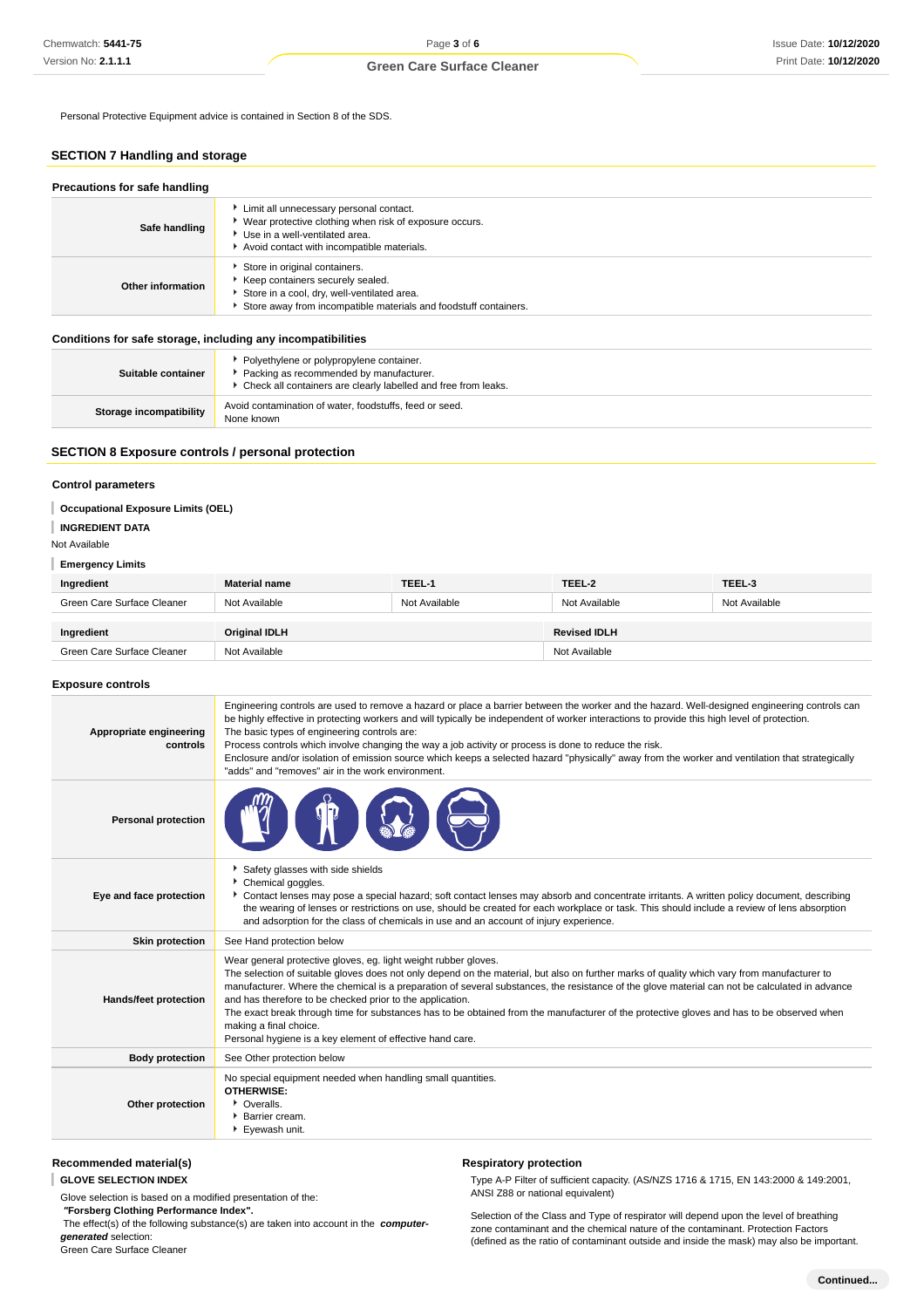Personal Protective Equipment advice is contained in Section 8 of the SDS.

## SECTION 7 Handling and storage

### Precautions for safe handling

| | |
|---|---|
| **Safe handling** | - Limit all unnecessary personal contact.<br>- Wear protective clothing when risk of exposure occurs.<br>- Use in a well-ventilated area.<br>- Avoid contact with incompatible materials. |
| **Other information** | - Store in original containers.<br>- Keep containers securely sealed.<br>- Store in a cool, dry, well-ventilated area.<br>- Store away from incompatible materials and foodstuff containers. |

### Conditions for safe storage, including any incompatibilities

| | |
|---|---|
| **Suitable container** | - Polyethylene or polypropylene container.<br>- Packing as recommended by manufacturer.<br>- Check all containers are clearly labelled and free from leaks. |
| **Storage incompatibility** | Avoid contamination of water, foodstuffs, feed or seed.<br>None known |

## SECTION 8 Exposure controls / personal protection

### Control parameters

**Occupational Exposure Limits (OEL)**

**INGREDIENT DATA**

Not Available

**Emergency Limits**

| Ingredient | Material name | TEEL-1 | TEEL-2 | TEEL-3 |
|---|---|---|---|---|
| Green Care Surface Cleaner | Not Available | Not Available | Not Available | Not Available |

| Ingredient | Original IDLH | Revised IDLH |
|---|---|---|
| Green Care Surface Cleaner | Not Available | Not Available |

### Exposure controls

| | |
|---|---|
| **Appropriate engineering controls** | Engineering controls are used to remove a hazard or place a barrier between the worker and the hazard. Well-designed engineering controls can be highly effective in protecting workers and will typically be independent of worker interactions to provide this high level of protection.<br>The basic types of engineering controls are:<br>Process controls which involve changing the way a job activity or process is done to reduce the risk.<br>Enclosure and/or isolation of emission source which keeps a selected hazard "physically" away from the worker and ventilation that strategically "adds" and "removes" air in the work environment. |
| **Personal protection** | |
| **Eye and face protection** | - Safety glasses with side shields<br>- Chemical goggles.<br>- Contact lenses may pose a special hazard; soft contact lenses may absorb and concentrate irritants. A written policy document, describing the wearing of lenses or restrictions on use, should be created for each workplace or task. This should include a review of lens absorption and adsorption for the class of chemicals in use and an account of injury experience. |
| **Skin protection** | See Hand protection below |
| **Hands/feet protection** | Wear general protective gloves, eg. light weight rubber gloves.<br>The selection of suitable gloves does not only depend on the material, but also on further marks of quality which vary from manufacturer to manufacturer. Where the chemical is a preparation of several substances, the resistance of the glove material can not be calculated in advance and has therefore to be checked prior to the application.<br>The exact break through time for substances has to be obtained from the manufacturer of the protective gloves and has to be observed when making a final choice.<br>Personal hygiene is a key element of effective hand care. |
| **Body protection** | See Other protection below |
| **Other protection** | No special equipment needed when handling small quantities.<br>**OTHERWISE:**<br>- Overalls.<br>- Barrier cream.<br>- Eyewash unit. |

### Recommended material(s)

**GLOVE SELECTION INDEX**

Glove selection is based on a modified presentation of the:

**"Forsberg Clothing Performance Index".**

The effect(s) of the following substance(s) are taken into account in the ***computer-generated*** selection:

Green Care Surface Cleaner

### Respiratory protection

Type A-P Filter of sufficient capacity. (AS/NZS 1716 & 1715, EN 143:2000 & 149:2001, ANSI Z88 or national equivalent)

Selection of the Class and Type of respirator will depend upon the level of breathing zone contaminant and the chemical nature of the contaminant. Protection Factors (defined as the ratio of contaminant outside and inside the mask) may also be important.

**Continued...**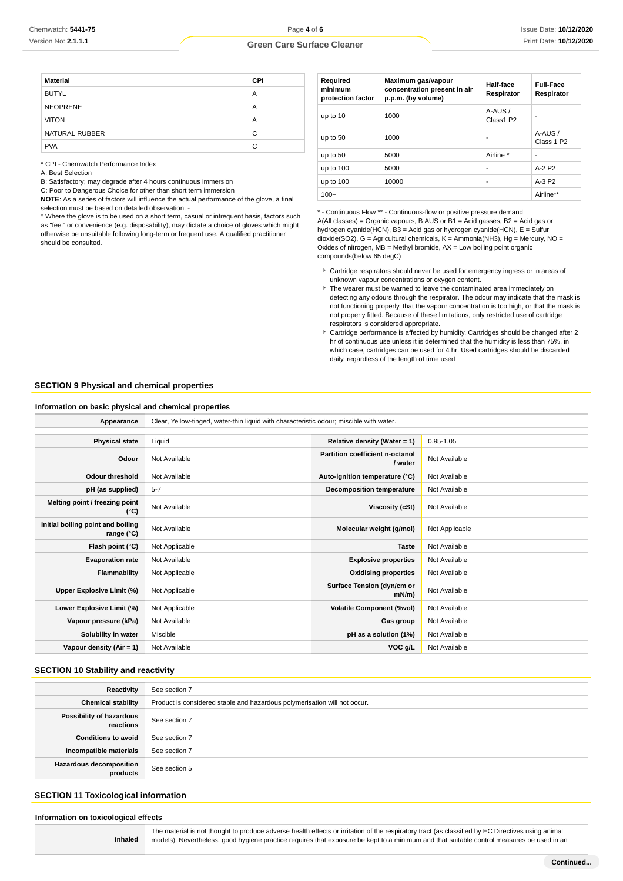| Material | CPI |
|---|---|
| BUTYL | A |
| NEOPRENE | A |
| VITON | A |
| NATURAL RUBBER | C |
| PVA | C |

* CPI - Chemwatch Performance Index
A: Best Selection
B: Satisfactory; may degrade after 4 hours continuous immersion
C: Poor to Dangerous Choice for other than short term immersion
**NOTE**: As a series of factors will influence the actual performance of the glove, a final selection must be based on detailed observation. -
* Where the glove is to be used on a short term, casual or infrequent basis, factors such as "feel" or convenience (e.g. disposability), may dictate a choice of gloves which might otherwise be unsuitable following long-term or frequent use. A qualified practitioner should be consulted.

| Required minimum protection factor | Maximum gas/vapour concentration present in air p.p.m. (by volume) | Half-face Respirator | Full-Face Respirator |
|---|---|---|---|
| up to 10 | 1000 | A-AUS / Class1 P2 | - |
| up to 50 | 1000 | - | A-AUS / Class 1 P2 |
| up to 50 | 5000 | Airline * | - |
| up to 100 | 5000 | - | A-2 P2 |
| up to 100 | 10000 | - | A-3 P2 |
| 100+ | | | Airline** |

* - Continuous Flow ** - Continuous-flow or positive pressure demand
A(All classes) = Organic vapours, B AUS or B1 = Acid gasses, B2 = Acid gas or hydrogen cyanide(HCN), B3 = Acid gas or hydrogen cyanide(HCN), E = Sulfur dioxide(SO2), G = Agricultural chemicals, K = Ammonia(NH3), Hg = Mercury, NO = Oxides of nitrogen, MB = Methyl bromide, AX = Low boiling point organic compounds(below 65 degC)

- Cartridge respirators should never be used for emergency ingress or in areas of unknown vapour concentrations or oxygen content.
- The wearer must be warned to leave the contaminated area immediately on detecting any odours through the respirator. The odour may indicate that the mask is not functioning properly, that the vapour concentration is too high, or that the mask is not properly fitted. Because of these limitations, only restricted use of cartridge respirators is considered appropriate.
- Cartridge performance is affected by humidity. Cartridges should be changed after 2 hr of continuous use unless it is determined that the humidity is less than 75%, in which case, cartridges can be used for 4 hr. Used cartridges should be discarded daily, regardless of the length of time used

## SECTION 9 Physical and chemical properties

### Information on basic physical and chemical properties

| Appearance | Clear, Yellow-tinged, water-thin liquid with characteristic odour; miscible with water. | | |
|---|---|---|---|
| **Physical state** | Liquid | **Relative density (Water = 1)** | 0.95-1.05 |
| **Odour** | Not Available | **Partition coefficient n-octanol / water** | Not Available |
| **Odour threshold** | Not Available | **Auto-ignition temperature (°C)** | Not Available |
| **pH (as supplied)** | 5-7 | **Decomposition temperature** | Not Available |
| **Melting point / freezing point (°C)** | Not Available | **Viscosity (cSt)** | Not Available |
| **Initial boiling point and boiling range (°C)** | Not Available | **Molecular weight (g/mol)** | Not Applicable |
| **Flash point (°C)** | Not Applicable | **Taste** | Not Available |
| **Evaporation rate** | Not Available | **Explosive properties** | Not Available |
| **Flammability** | Not Applicable | **Oxidising properties** | Not Available |
| **Upper Explosive Limit (%)** | Not Applicable | **Surface Tension (dyn/cm or mN/m)** | Not Available |
| **Lower Explosive Limit (%)** | Not Applicable | **Volatile Component (%vol)** | Not Available |
| **Vapour pressure (kPa)** | Not Available | **Gas group** | Not Available |
| **Solubility in water** | Miscible | **pH as a solution (1%)** | Not Available |
| **Vapour density (Air = 1)** | Not Available | **VOC g/L** | Not Available |

## SECTION 10 Stability and reactivity

| Reactivity | See section 7 |
|---|---|
| **Chemical stability** | Product is considered stable and hazardous polymerisation will not occur. |
| **Possibility of hazardous reactions** | See section 7 |
| **Conditions to avoid** | See section 7 |
| **Incompatible materials** | See section 7 |
| **Hazardous decomposition products** | See section 5 |

## SECTION 11 Toxicological information

### Information on toxicological effects

| Inhaled | The material is not thought to produce adverse health effects or irritation of the respiratory tract (as classified by EC Directives using animal models). Nevertheless, good hygiene practice requires that exposure be kept to a minimum and that suitable control measures be used in an |
|---|---|

Continued...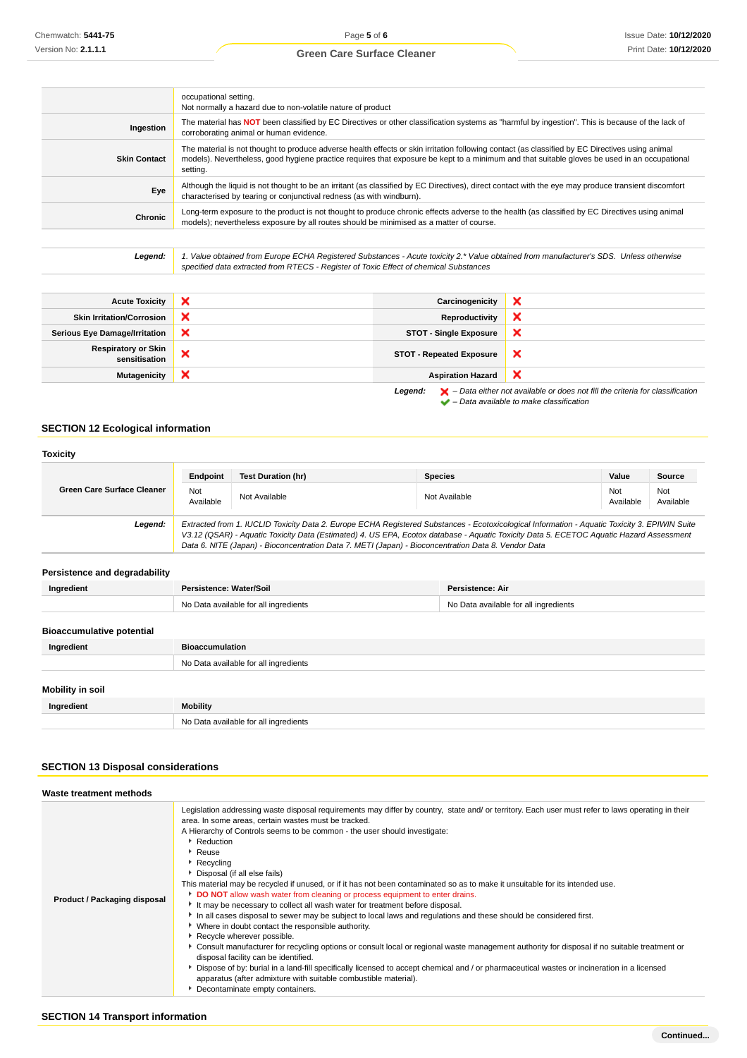| | |
|---|---|
| | occupational setting.<br>Not normally a hazard due to non-volatile nature of product |
| **Ingestion** | The material has **NOT** been classified by EC Directives or other classification systems as "harmful by ingestion". This is because of the lack of corroborating animal or human evidence. |
| **Skin Contact** | The material is not thought to produce adverse health effects or skin irritation following contact (as classified by EC Directives using animal models). Nevertheless, good hygiene practice requires that exposure be kept to a minimum and that suitable gloves be used in an occupational setting. |
| **Eye** | Although the liquid is not thought to be an irritant (as classified by EC Directives), direct contact with the eye may produce transient discomfort characterised by tearing or conjunctival redness (as with windburn). |
| **Chronic** | Long-term exposure to the product is not thought to produce chronic effects adverse to the health (as classified by EC Directives using animal models); nevertheless exposure by all routes should be minimised as a matter of course. |

| | |
|---|---|
| ***Legend:*** | *1. Value obtained from Europe ECHA Registered Substances - Acute toxicity 2.\* Value obtained from manufacturer's SDS. Unless otherwise specified data extracted from RTECS - Register of Toxic Effect of chemical Substances* |

| | | | |
|---|---|---|---|
| **Acute Toxicity** | ✖ | **Carcinogenicity** | ✖ |
| **Skin Irritation/Corrosion** | ✖ | **Reproductivity** | ✖ |
| **Serious Eye Damage/Irritation** | ✖ | **STOT - Single Exposure** | ✖ |
| **Respiratory or Skin sensitisation** | ✖ | **STOT - Repeated Exposure** | ✖ |
| **Mutagenicity** | ✖ | **Aspiration Hazard** | ✖ |

***Legend:*** ✖ *– Data either not available or does not fill the criteria for classification*
✔ *– Data available to make classification*

## SECTION 12 Ecological information

### Toxicity

| | Endpoint | Test Duration (hr) | Species | Value | Source |
|---|---|---|---|---|---|
| **Green Care Surface Cleaner** | Not Available | Not Available | Not Available | Not Available | Not Available |

***Legend:*** *Extracted from 1. IUCLID Toxicity Data 2. Europe ECHA Registered Substances - Ecotoxicological Information - Aquatic Toxicity 3. EPIWIN Suite V3.12 (QSAR) - Aquatic Toxicity Data (Estimated) 4. US EPA, Ecotox database - Aquatic Toxicity Data 5. ECETOC Aquatic Hazard Assessment Data 6. NITE (Japan) - Bioconcentration Data 7. METI (Japan) - Bioconcentration Data 8. Vendor Data*

### Persistence and degradability

| Ingredient | Persistence: Water/Soil | Persistence: Air |
|---|---|---|
| | No Data available for all ingredients | No Data available for all ingredients |

### Bioaccumulative potential

| Ingredient | Bioaccumulation |
|---|---|
| | No Data available for all ingredients |

### Mobility in soil

| Ingredient | Mobility |
|---|---|
| | No Data available for all ingredients |

## SECTION 13 Disposal considerations

### Waste treatment methods

**Product / Packaging disposal**

Legislation addressing waste disposal requirements may differ by country, state and/ or territory. Each user must refer to laws operating in their area. In some areas, certain wastes must be tracked.

A Hierarchy of Controls seems to be common - the user should investigate:

- Reduction
- Reuse
- Recycling
- Disposal (if all else fails)

This material may be recycled if unused, or if it has not been contaminated so as to make it unsuitable for its intended use.

- **DO NOT** allow wash water from cleaning or process equipment to enter drains.
- It may be necessary to collect all wash water for treatment before disposal.
- In all cases disposal to sewer may be subject to local laws and regulations and these should be considered first.
- Where in doubt contact the responsible authority.
- Recycle wherever possible.
- Consult manufacturer for recycling options or consult local or regional waste management authority for disposal if no suitable treatment or disposal facility can be identified.
- Dispose of by: burial in a land-fill specifically licensed to accept chemical and / or pharmaceutical wastes or incineration in a licensed apparatus (after admixture with suitable combustible material).
- Decontaminate empty containers.

## SECTION 14 Transport information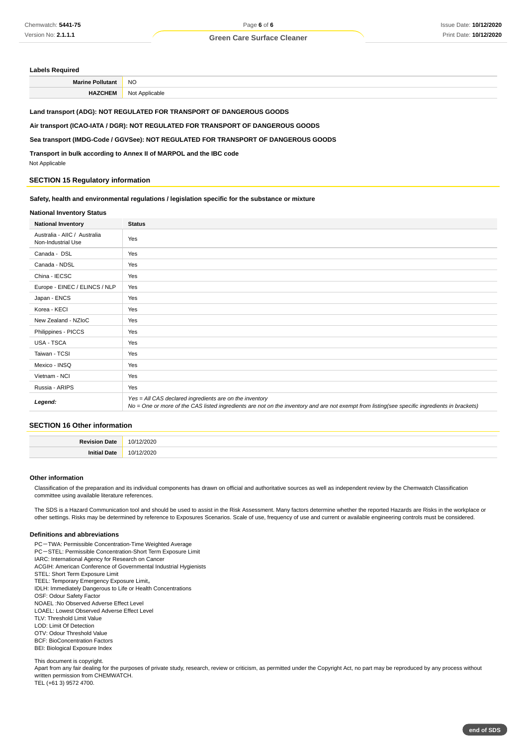### Labels Required

| | |
|---|---|
| **Marine Pollutant** | NO |
| **HAZCHEM** | Not Applicable |

**Land transport (ADG): NOT REGULATED FOR TRANSPORT OF DANGEROUS GOODS**

**Air transport (ICAO-IATA / DGR): NOT REGULATED FOR TRANSPORT OF DANGEROUS GOODS**

**Sea transport (IMDG-Code / GGVSee): NOT REGULATED FOR TRANSPORT OF DANGEROUS GOODS**

**Transport in bulk according to Annex II of MARPOL and the IBC code**

Not Applicable

## SECTION 15 Regulatory information

**Safety, health and environmental regulations / legislation specific for the substance or mixture**

### National Inventory Status

| National Inventory | Status |
|---|---|
| Australia - AIIC / Australia Non-Industrial Use | Yes |
| Canada - DSL | Yes |
| Canada - NDSL | Yes |
| China - IECSC | Yes |
| Europe - EINEC / ELINCS / NLP | Yes |
| Japan - ENCS | Yes |
| Korea - KECI | Yes |
| New Zealand - NZIoC | Yes |
| Philippines - PICCS | Yes |
| USA - TSCA | Yes |
| Taiwan - TCSI | Yes |
| Mexico - INSQ | Yes |
| Vietnam - NCI | Yes |
| Russia - ARIPS | Yes |
| ***Legend:*** | *Yes = All CAS declared ingredients are on the inventory*<br>*No = One or more of the CAS listed ingredients are not on the inventory and are not exempt from listing(see specific ingredients in brackets)* |

## SECTION 16 Other information

| | |
|---|---|
| **Revision Date** | 10/12/2020 |
| **Initial Date** | 10/12/2020 |

### Other information

Classification of the preparation and its individual components has drawn on official and authoritative sources as well as independent review by the Chemwatch Classification committee using available literature references.

The SDS is a Hazard Communication tool and should be used to assist in the Risk Assessment. Many factors determine whether the reported Hazards are Risks in the workplace or other settings. Risks may be determined by reference to Exposures Scenarios. Scale of use, frequency of use and current or available engineering controls must be considered.

### Definitions and abbreviations

PC－TWA: Permissible Concentration-Time Weighted Average
PC－STEL: Permissible Concentration-Short Term Exposure Limit
IARC: International Agency for Research on Cancer
ACGIH: American Conference of Governmental Industrial Hygienists
STEL: Short Term Exposure Limit
TEEL: Temporary Emergency Exposure Limit。
IDLH: Immediately Dangerous to Life or Health Concentrations
OSF: Odour Safety Factor
NOAEL :No Observed Adverse Effect Level
LOAEL: Lowest Observed Adverse Effect Level
TLV: Threshold Limit Value
LOD: Limit Of Detection
OTV: Odour Threshold Value
BCF: BioConcentration Factors
BEI: Biological Exposure Index

This document is copyright.
Apart from any fair dealing for the purposes of private study, research, review or criticism, as permitted under the Copyright Act, no part may be reproduced by any process without written permission from CHEMWATCH.
TEL (+61 3) 9572 4700.

**end of SDS**